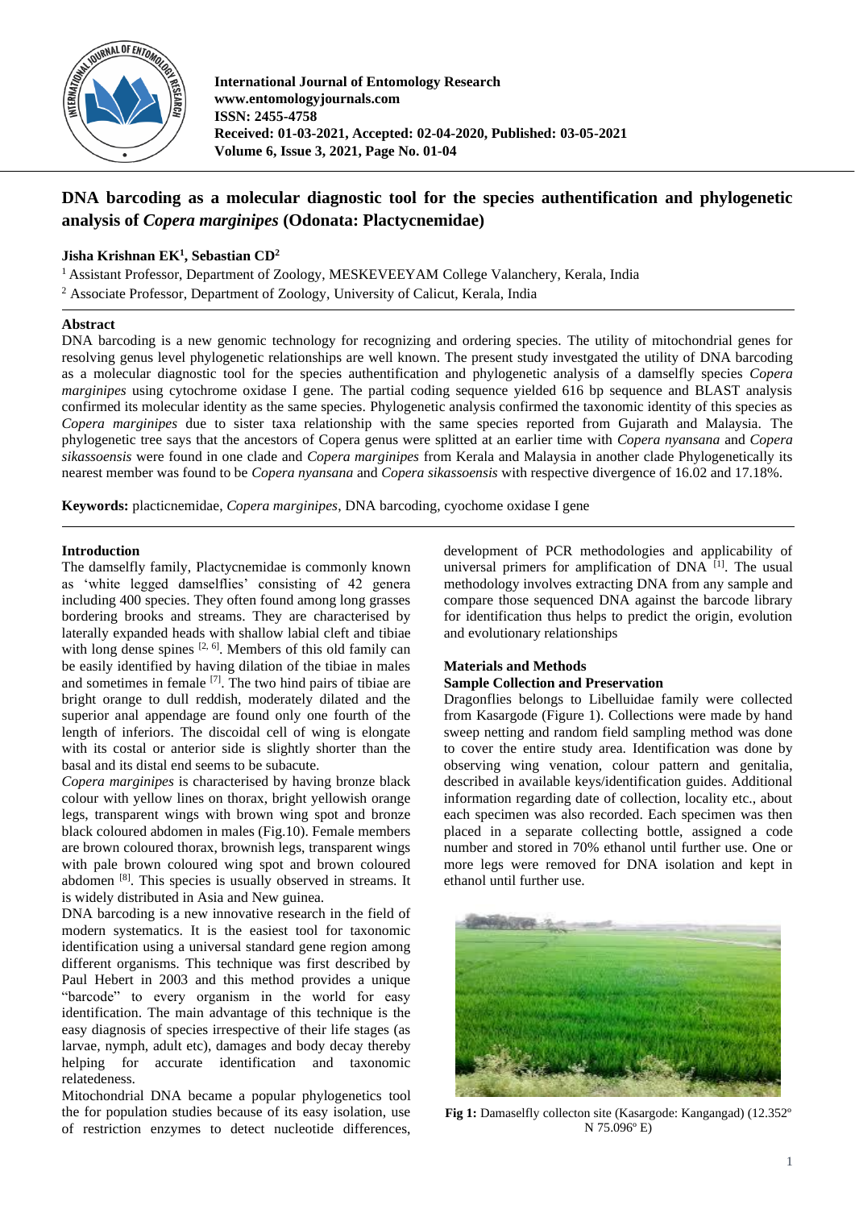# DNA barcoding as a molecular diagnostic tool for the species authentification and phylogenetic analysis of *Copera marginipes* (Odonata: Plactycnemidae)

**Jisha Krishnan EK[1], Sebastian CD[2]**

[1] Assistant Professor, Department of Zoology, MESKEVEEYAM College Valanchery, Kerala, India

[2] Associate Professor, Department of Zoology, University of Calicut, Kerala, India

## Abstract

DNA barcoding is a new genomic technology for recognizing and ordering species. The utility of mitochondrial genes for resolving genus level phylogenetic relationships are well known. The present study investgated the utility of DNA barcoding as a molecular diagnostic tool for the species authentification and phylogenetic analysis of a damselfly species *Copera marginipes* using cytochrome oxidase I gene. The partial coding sequence yielded 616 bp sequence and BLAST analysis confirmed its molecular identity as the same species. Phylogenetic analysis confirmed the taxonomic identity of this species as *Copera marginipes* due to sister taxa relationship with the same species reported from Gujarath and Malaysia. The phylogenetic tree says that the ancestors of Copera genus were splitted at an earlier time with *Copera nyansana* and *Copera sikassoensis* were found in one clade and *Copera marginipes* from Kerala and Malaysia in another clade Phylogenetically its nearest member was found to be *Copera nyansana* and *Copera sikassoensis* with respective divergence of 16.02 and 17.18%.

**Keywords:** placticnemidae, *Copera marginipes*, DNA barcoding, cyochome oxidase I gene

## Introduction

The damselfly family, Plactycnemidae is commonly known as 'white legged damselflies' consisting of 42 genera including 400 species. They often found among long grasses bordering brooks and streams. They are characterised by laterally expanded heads with shallow labial cleft and tibiae with long dense spines [2, 6]. Members of this old family can be easily identified by having dilation of the tibiae in males and sometimes in female [7]. The two hind pairs of tibiae are bright orange to dull reddish, moderately dilated and the superior anal appendage are found only one fourth of the length of inferiors. The discoidal cell of wing is elongate with its costal or anterior side is slightly shorter than the basal and its distal end seems to be subacute.

*Copera marginipes* is characterised by having bronze black colour with yellow lines on thorax, bright yellowish orange legs, transparent wings with brown wing spot and bronze black coloured abdomen in males (Fig.10). Female members are brown coloured thorax, brownish legs, transparent wings with pale brown coloured wing spot and brown coloured abdomen [8]. This species is usually observed in streams. It is widely distributed in Asia and New guinea.

DNA barcoding is a new innovative research in the field of modern systematics. It is the easiest tool for taxonomic identification using a universal standard gene region among different organisms. This technique was first described by Paul Hebert in 2003 and this method provides a unique "barcode" to every organism in the world for easy identification. The main advantage of this technique is the easy diagnosis of species irrespective of their life stages (as larvae, nymph, adult etc), damages and body decay thereby helping for accurate identification and taxonomic relatedeness.

Mitochondrial DNA became a popular phylogenetics tool the for population studies because of its easy isolation, use of restriction enzymes to detect nucleotide differences, development of PCR methodologies and applicability of universal primers for amplification of DNA [1]. The usual methodology involves extracting DNA from any sample and compare those sequenced DNA against the barcode library for identification thus helps to predict the origin, evolution and evolutionary relationships

## Materials and Methods

### Sample Collection and Preservation

Dragonflies belongs to Libelluidae family were collected from Kasargode (Figure 1). Collections were made by hand sweep netting and random field sampling method was done to cover the entire study area. Identification was done by observing wing venation, colour pattern and genitalia, described in available keys/identification guides. Additional information regarding date of collection, locality etc., about each specimen was also recorded. Each specimen was then placed in a separate collecting bottle, assigned a code number and stored in 70% ethanol until further use. One or more legs were removed for DNA isolation and kept in ethanol until further use.

**Fig 1:** Damaselfly collecton site (Kasargode: Kangangad) (12.352º N 75.096º E)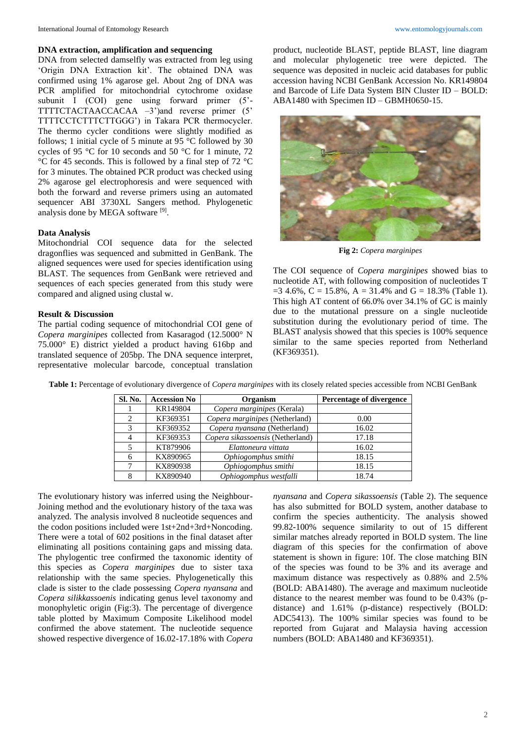### DNA extraction, amplification and sequencing

DNA from selected damselfly was extracted from leg using 'Origin DNA Extraction kit'. The obtained DNA was confirmed using 1% agarose gel. About 2ng of DNA was PCR amplified for mitochondrial cytochrome oxidase subunit I (COI) gene using forward primer (5'-TTTTCTACTAACCACAA –3')and reverse primer (5' TTTTCCTCTTTCTTGGG') in Takara PCR thermocycler. The thermo cycler conditions were slightly modified as follows; 1 initial cycle of 5 minute at 95 °C followed by 30 cycles of 95 °C for 10 seconds and 50 °C for 1 minute, 72 °C for 45 seconds. This is followed by a final step of 72 °C for 3 minutes. The obtained PCR product was checked using 2% agarose gel electrophoresis and were sequenced with both the forward and reverse primers using an automated sequencer ABI 3730XL Sangers method. Phylogenetic analysis done by MEGA software [9].

### Data Analysis

Mitochondrial COI sequence data for the selected dragonflies was sequenced and submitted in GenBank. The aligned sequences were used for species identification using BLAST. The sequences from GenBank were retrieved and sequences of each species generated from this study were compared and aligned using clustal w.

### Result & Discussion

The partial coding sequence of mitochondrial COI gene of *Copera marginipes* collected from Kasaragod (12.5000° N 75.000° E) district yielded a product having 616bp and translated sequence of 205bp. The DNA sequence interpret, representative molecular barcode, conceptual translation product, nucleotide BLAST, peptide BLAST, line diagram and molecular phylogenetic tree were depicted. The sequence was deposited in nucleic acid databases for public accession having NCBI GenBank Accession No. KR149804 and Barcode of Life Data System BIN Cluster ID – BOLD: ABA1480 with Specimen ID – GBMH0650-15.

**Fig 2:** *Copera marginipes*

The COI sequence of *Copera marginipes* showed bias to nucleotide AT, with following composition of nucleotides T =3 4.6%, C = 15.8%, A = 31.4% and G = 18.3% (Table 1). This high AT content of 66.0% over 34.1% of GC is mainly due to the mutational pressure on a single nucleotide substitution during the evolutionary period of time. The BLAST analysis showed that this species is 100% sequence similar to the same species reported from Netherland (KF369351).

**Table 1:** Percentage of evolutionary divergence of *Copera marginipes* with its closely related species accessible from NCBI GenBank

| Sl. No. | Accession No | Organism | Percentage of divergence |
|---|---|---|---|
| 1 | KR149804 | *Copera marginipes* (Kerala) | |
| 2 | KF369351 | *Copera marginipes* (Netherland) | 0.00 |
| 3 | KF369352 | *Copera nyansana* (Netherland) | 16.02 |
| 4 | KF369353 | *Copera sikassoensis* (Netherland) | 17.18 |
| 5 | KT879906 | *Elattoneura vittata* | 16.02 |
| 6 | KX890965 | *Ophiogomphus smithi* | 18.15 |
| 7 | KX890938 | *Ophiogomphus smithi* | 18.15 |
| 8 | KX890940 | *Ophiogomphus westfalli* | 18.74 |

The evolutionary history was inferred using the Neighbour-Joining method and the evolutionary history of the taxa was analyzed. The analysis involved 8 nucleotide sequences and the codon positions included were 1st+2nd+3rd+Noncoding. There were a total of 602 positions in the final dataset after eliminating all positions containing gaps and missing data. The phylogentic tree confirmed the taxonomic identity of this species as *Copera marginipes* due to sister taxa relationship with the same species. Phylogenetically this clade is sister to the clade possessing *Copera nyansana* and *Copera silikkassoenis* indicating genus level taxonomy and monophyletic origin (Fig:3). The percentage of divergence table plotted by Maximum Composite Likelihood model confirmed the above statement. The nucleotide sequence showed respective divergence of 16.02-17.18% with *Copera nyansana* and *Copera sikassoensis* (Table 2). The sequence has also submitted for BOLD system, another database to confirm the species authenticity. The analysis showed 99.82-100% sequence similarity to out of 15 different similar matches already reported in BOLD system. The line diagram of this species for the confirmation of above statement is shown in figure: 10f. The close matching BIN of the species was found to be 3% and its average and maximum distance was respectively as 0.88% and 2.5% (BOLD: ABA1480). The average and maximum nucleotide distance to the nearest member was found to be 0.43% (p-distance) and 1.61% (p-distance) respectively (BOLD: ADC5413). The 100% similar species was found to be reported from Gujarat and Malaysia having accession numbers (BOLD: ABA1480 and KF369351).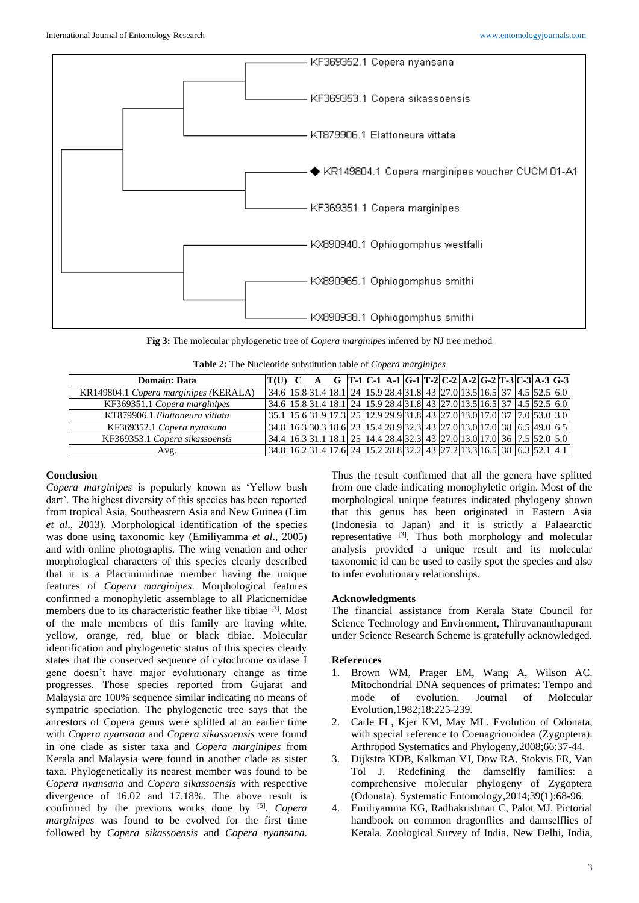Fig 3: The molecular phylogenetic tree of *Copera marginipes* inferred by NJ tree method

**Table 2:** The Nucleotide substitution table of *Copera marginipes*

| Domain: Data | T(U) | C | A | G | T-1 | C-1 | A-1 | G-1 | T-2 | C-2 | A-2 | G-2 | T-3 | C-3 | A-3 | G-3 |
|---|---|---|---|---|---|---|---|---|---|---|---|---|---|---|---|---|
| KR149804.1 *Copera marginipes* (KERALA) | 34.6 | 15.8 | 31.4 | 18.1 | 24 | 15.9 | 28.4 | 31.8 | 43 | 27.0 | 13.5 | 16.5 | 37 | 4.5 | 52.5 | 6.0 |
| KF369351.1 *Copera marginipes* | 34.6 | 15.8 | 31.4 | 18.1 | 24 | 15.9 | 28.4 | 31.8 | 43 | 27.0 | 13.5 | 16.5 | 37 | 4.5 | 52.5 | 6.0 |
| KT879906.1 *Elattoneura vittata* | 35.1 | 15.6 | 31.9 | 17.3 | 25 | 12.9 | 29.9 | 31.8 | 43 | 27.0 | 13.0 | 17.0 | 37 | 7.0 | 53.0 | 3.0 |
| KF369352.1 *Copera nyansana* | 34.8 | 16.3 | 30.3 | 18.6 | 23 | 15.4 | 28.9 | 32.3 | 43 | 27.0 | 13.0 | 17.0 | 38 | 6.5 | 49.0 | 6.5 |
| KF369353.1 *Copera sikassoensis* | 34.4 | 16.3 | 31.1 | 18.1 | 25 | 14.4 | 28.4 | 32.3 | 43 | 27.0 | 13.0 | 17.0 | 36 | 7.5 | 52.0 | 5.0 |
| Avg. | 34.8 | 16.2 | 31.4 | 17.6 | 24 | 15.2 | 28.8 | 32.2 | 43 | 27.2 | 13.3 | 16.5 | 38 | 6.3 | 52.1 | 4.1 |

## Conclusion

*Copera marginipes* is popularly known as 'Yellow bush dart'. The highest diversity of this species has been reported from tropical Asia, Southeastern Asia and New Guinea (Lim *et al*., 2013). Morphological identification of the species was done using taxonomic key (Emiliyamma *et al*., 2005) and with online photographs. The wing venation and other morphological characters of this species clearly described that it is a Plactinimidinae member having the unique features of *Copera marginipes*. Morphological features confirmed a monophyletic assemblage to all Platicnemidae members due to its characteristic feather like tibiae [3]. Most of the male members of this family are having white, yellow, orange, red, blue or black tibiae. Molecular identification and phylogenetic status of this species clearly states that the conserved sequence of cytochrome oxidase I gene doesn't have major evolutionary change as time progresses. Those species reported from Gujarat and Malaysia are 100% sequence similar indicating no means of sympatric speciation. The phylogenetic tree says that the ancestors of Copera genus were splitted at an earlier time with *Copera nyansana* and *Copera sikassoensis* were found in one clade as sister taxa and *Copera marginipes* from Kerala and Malaysia were found in another clade as sister taxa. Phylogenetically its nearest member was found to be *Copera nyansana* and *Copera sikassoensis* with respective divergence of 16.02 and 17.18%. The above result is confirmed by the previous works done by [5]. *Copera marginipes* was found to be evolved for the first time followed by *Copera sikassoensis* and *Copera nyansana*. Thus the result confirmed that all the genera have splitted from one clade indicating monophyletic origin. Most of the morphological unique features indicated phylogeny shown that this genus has been originated in Eastern Asia (Indonesia to Japan) and it is strictly a Palaearctic representative [3]. Thus both morphology and molecular analysis provided a unique result and its molecular taxonomic id can be used to easily spot the species and also to infer evolutionary relationships.

## Acknowledgments

The financial assistance from Kerala State Council for Science Technology and Environment, Thiruvananthapuram under Science Research Scheme is gratefully acknowledged.

## References

1. Brown WM, Prager EM, Wang A, Wilson AC. Mitochondrial DNA sequences of primates: Tempo and mode of evolution. Journal of Molecular Evolution,1982;18:225-239.
2. Carle FL, Kjer KM, May ML. Evolution of Odonata, with special reference to Coenagrionoidea (Zygoptera). Arthropod Systematics and Phylogeny,2008;66:37-44.
3. Dijkstra KDB, Kalkman VJ, Dow RA, Stokvis FR, Van Tol J. Redefining the damselfly families: a comprehensive molecular phylogeny of Zygoptera (Odonata). Systematic Entomology,2014;39(1):68-96.
4. Emiliyamma KG, Radhakrishnan C, Palot MJ. Pictorial handbook on common dragonflies and damselflies of Kerala. Zoological Survey of India, New Delhi, India,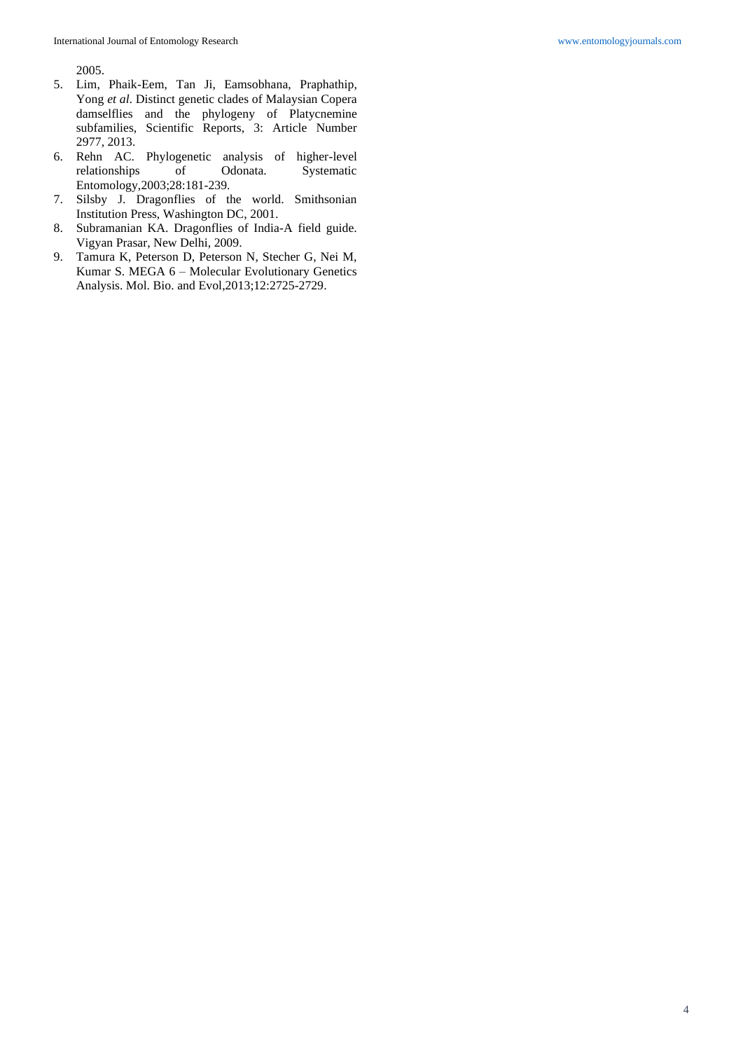2005.

5. Lim, Phaik-Eem, Tan Ji, Eamsobhana, Praphathip, Yong *et al*. Distinct genetic clades of Malaysian Copera damselflies and the phylogeny of Platycnemine subfamilies, Scientific Reports, 3: Article Number 2977, 2013.
6. Rehn AC. Phylogenetic analysis of higher-level relationships of Odonata. Systematic Entomology,2003;28:181-239.
7. Silsby J. Dragonflies of the world. Smithsonian Institution Press, Washington DC, 2001.
8. Subramanian KA. Dragonflies of India-A field guide. Vigyan Prasar, New Delhi, 2009.
9. Tamura K, Peterson D, Peterson N, Stecher G, Nei M, Kumar S. MEGA 6 – Molecular Evolutionary Genetics Analysis. Mol. Bio. and Evol,2013;12:2725-2729.